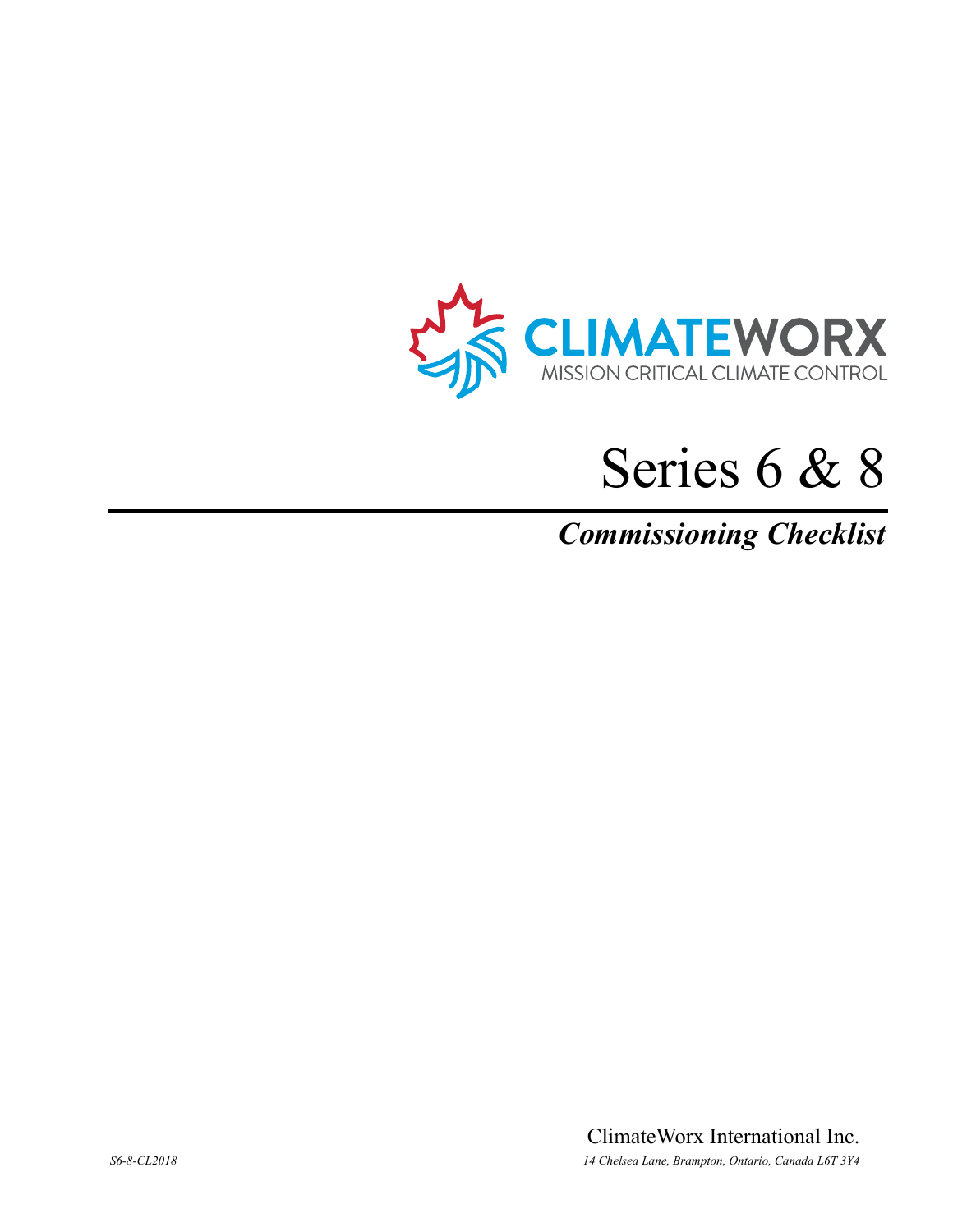CLIMATEWORX

MISSION CRITICAL CLIMATE CONTROL

# Series 6 & 8

## *Commissioning Checklist*

ClimateWorx International Inc.

*S6-8-CL2018*

*14 Chelsea Lane, Brampton, Ontario, Canada L6T 3Y4*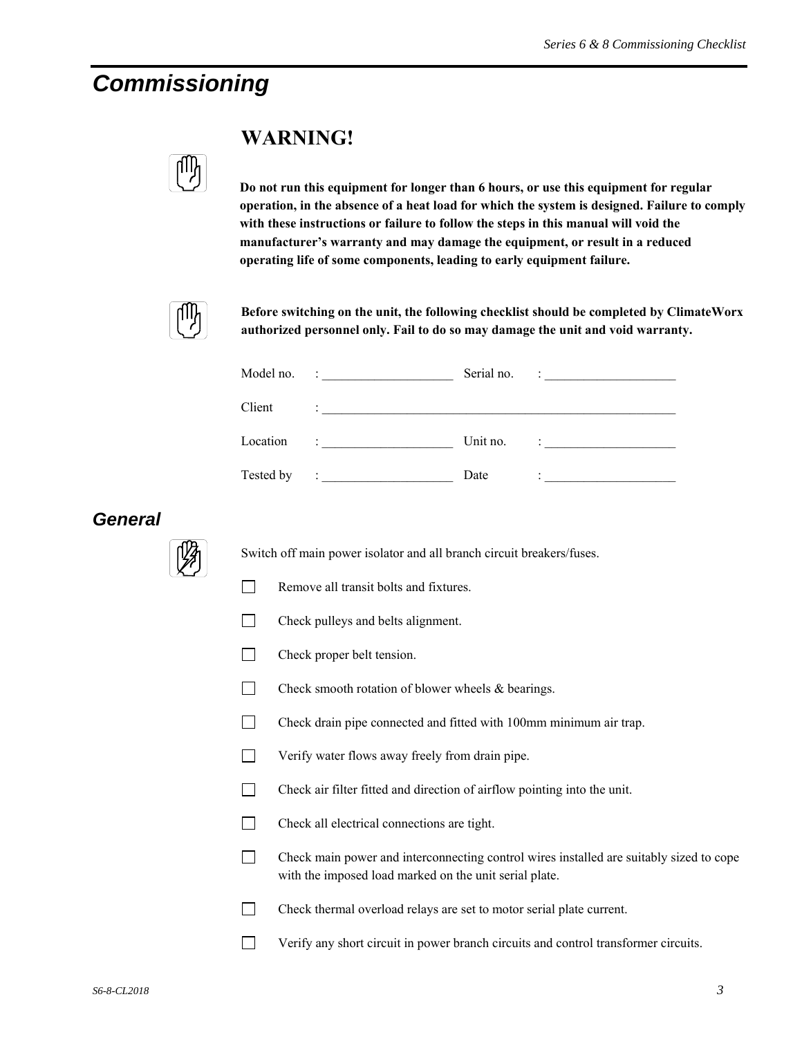# Commissioning

## WARNING!

**Do not run this equipment for longer than 6 hours, or use this equipment for regular operation, in the absence of a heat load for which the system is designed. Failure to comply with these instructions or failure to follow the steps in this manual will void the manufacturer's warranty and may damage the equipment, or result in a reduced operating life of some components, leading to early equipment failure.**

**Before switching on the unit, the following checklist should be completed by ClimateWorx authorized personnel only. Fail to do so may damage the unit and void warranty.**

Model no. : ____________________ Serial no. : ____________________

Client : ________________________________________________________

Location : ____________________ Unit no. : ____________________

Tested by : ____________________ Date : ____________________

## General

Switch off main power isolator and all branch circuit breakers/fuses.

- [ ] Remove all transit bolts and fixtures.
- [ ] Check pulleys and belts alignment.
- [ ] Check proper belt tension.
- [ ] Check smooth rotation of blower wheels & bearings.
- [ ] Check drain pipe connected and fitted with 100mm minimum air trap.
- [ ] Verify water flows away freely from drain pipe.
- [ ] Check air filter fitted and direction of airflow pointing into the unit.
- [ ] Check all electrical connections are tight.
- [ ] Check main power and interconnecting control wires installed are suitably sized to cope with the imposed load marked on the unit serial plate.
- [ ] Check thermal overload relays are set to motor serial plate current.
- [ ] Verify any short circuit in power branch circuits and control transformer circuits.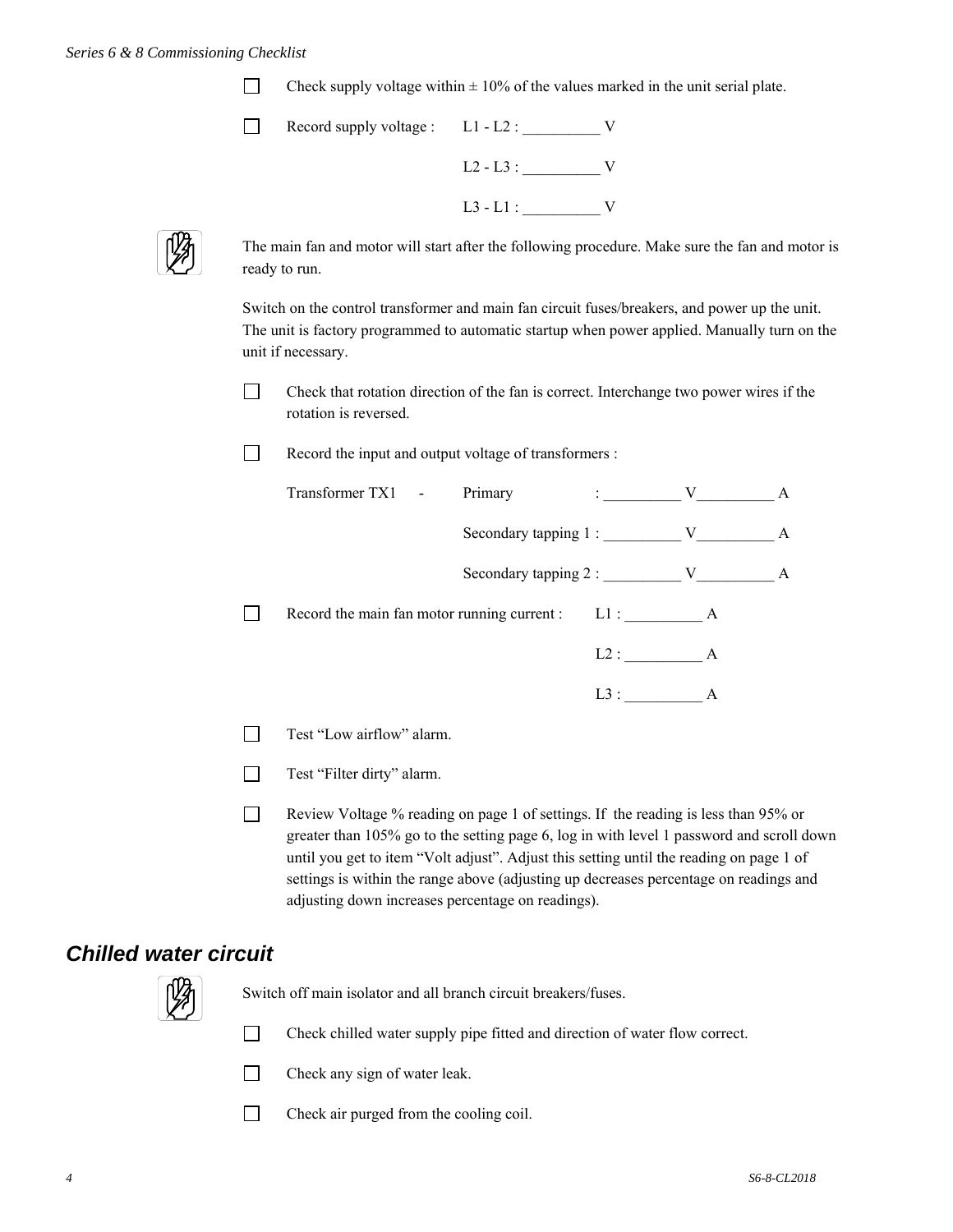- [ ] Check supply voltage within ± 10% of the values marked in the unit serial plate.
- [ ] Record supply voltage : L1 - L2 : __________ V

  L2 - L3 : __________ V

  L3 - L1 : __________ V

The main fan and motor will start after the following procedure. Make sure the fan and motor is ready to run.

Switch on the control transformer and main fan circuit fuses/breakers, and power up the unit. The unit is factory programmed to automatic startup when power applied. Manually turn on the unit if necessary.

- [ ] Check that rotation direction of the fan is correct. Interchange two power wires if the rotation is reversed.
- [ ] Record the input and output voltage of transformers :

  Transformer TX1 - Primary : __________ V__________ A

  Secondary tapping 1 : __________ V__________ A

  Secondary tapping 2 : __________ V__________ A

- [ ] Record the main fan motor running current : L1 : __________ A

  L2 : __________ A

  L3 : __________ A

- [ ] Test "Low airflow" alarm.
- [ ] Test "Filter dirty" alarm.
- [ ] Review Voltage % reading on page 1 of settings. If the reading is less than 95% or greater than 105% go to the setting page 6, log in with level 1 password and scroll down until you get to item "Volt adjust". Adjust this setting until the reading on page 1 of settings is within the range above (adjusting up decreases percentage on readings and adjusting down increases percentage on readings).

## *Chilled water circuit*

Switch off main isolator and all branch circuit breakers/fuses.

- [ ] Check chilled water supply pipe fitted and direction of water flow correct.
- [ ] Check any sign of water leak.
- [ ] Check air purged from the cooling coil.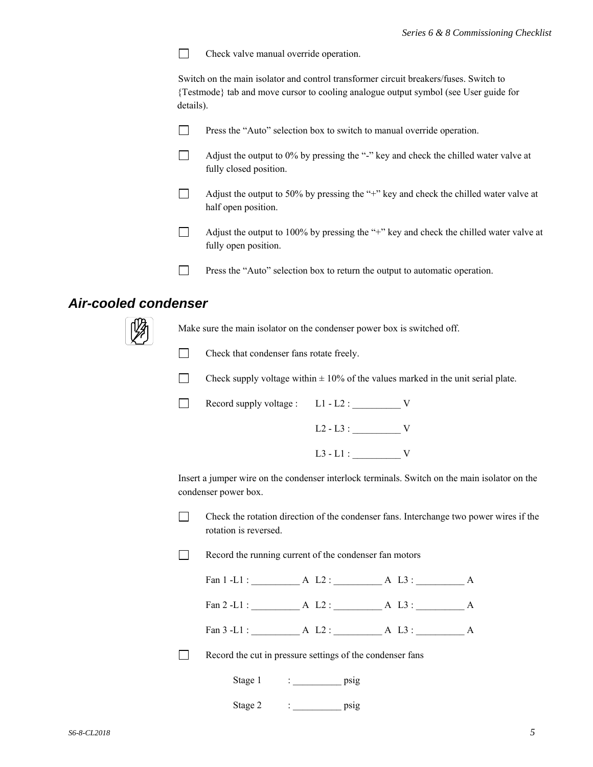☐ Check valve manual override operation.

Switch on the main isolator and control transformer circuit breakers/fuses. Switch to {Testmode} tab and move cursor to cooling analogue output symbol (see User guide for details).

☐ Press the “Auto” selection box to switch to manual override operation.

☐ Adjust the output to 0% by pressing the “-” key and check the chilled water valve at fully closed position.

☐ Adjust the output to 50% by pressing the “+” key and check the chilled water valve at half open position.

☐ Adjust the output to 100% by pressing the “+” key and check the chilled water valve at fully open position.

☐ Press the “Auto” selection box to return the output to automatic operation.

## Air-cooled condenser

Make sure the main isolator on the condenser power box is switched off.

☐ Check that condenser fans rotate freely.

☐ Check supply voltage within ± 10% of the values marked in the unit serial plate.

☐ Record supply voltage : L1 - L2 : __________ V

L2 - L3 : __________ V

L3 - L1 : __________ V

Insert a jumper wire on the condenser interlock terminals. Switch on the main isolator on the condenser power box.

☐ Check the rotation direction of the condenser fans. Interchange two power wires if the rotation is reversed.

☐ Record the running current of the condenser fan motors

Fan 1 -L1 : __________ A L2 : __________ A L3 : __________ A

Fan 2 -L1 : __________ A L2 : __________ A L3 : __________ A

Fan 3 -L1 : __________ A L2 : __________ A L3 : __________ A

☐ Record the cut in pressure settings of the condenser fans

Stage 1 : __________ psig

Stage 2 : __________ psig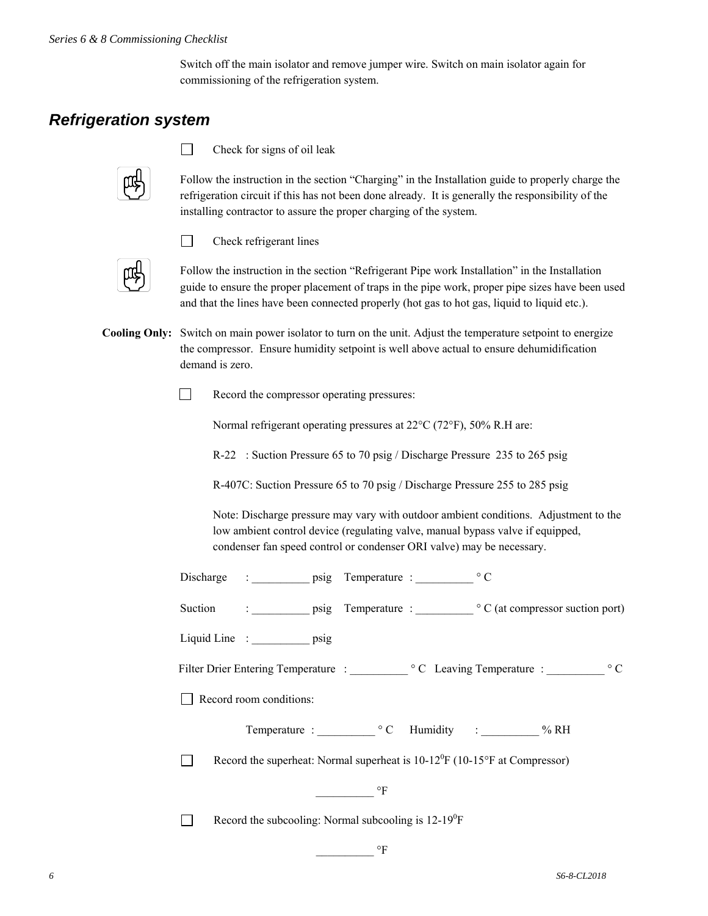Switch off the main isolator and remove jumper wire. Switch on main isolator again for commissioning of the refrigeration system.

## Refrigeration system

☐ Check for signs of oil leak

Follow the instruction in the section “Charging” in the Installation guide to properly charge the refrigeration circuit if this has not been done already. It is generally the responsibility of the installing contractor to assure the proper charging of the system.

☐ Check refrigerant lines

Follow the instruction in the section “Refrigerant Pipe work Installation” in the Installation guide to ensure the proper placement of traps in the pipe work, proper pipe sizes have been used and that the lines have been connected properly (hot gas to hot gas, liquid to liquid etc.).

**Cooling Only:** Switch on main power isolator to turn on the unit. Adjust the temperature setpoint to energize the compressor. Ensure humidity setpoint is well above actual to ensure dehumidification demand is zero.

☐ Record the compressor operating pressures:

Normal refrigerant operating pressures at 22°C (72°F), 50% R.H are:

R-22 : Suction Pressure 65 to 70 psig / Discharge Pressure 235 to 265 psig

R-407C: Suction Pressure 65 to 70 psig / Discharge Pressure 255 to 285 psig

Note: Discharge pressure may vary with outdoor ambient conditions. Adjustment to the low ambient control device (regulating valve, manual bypass valve if equipped, condenser fan speed control or condenser ORI valve) may be necessary.

Discharge : __________ psig Temperature : __________ ° C

Suction : __________ psig Temperature : __________ ° C (at compressor suction port)

Liquid Line : __________ psig

Filter Drier Entering Temperature : __________ ° C Leaving Temperature : __________ ° C

☐ Record room conditions:

Temperature : __________ ° C Humidity : __________ % RH

☐ Record the superheat: Normal superheat is 10-12°F (10-15°F at Compressor)

__________ °F

☐ Record the subcooling: Normal subcooling is 12-19°F

__________ °F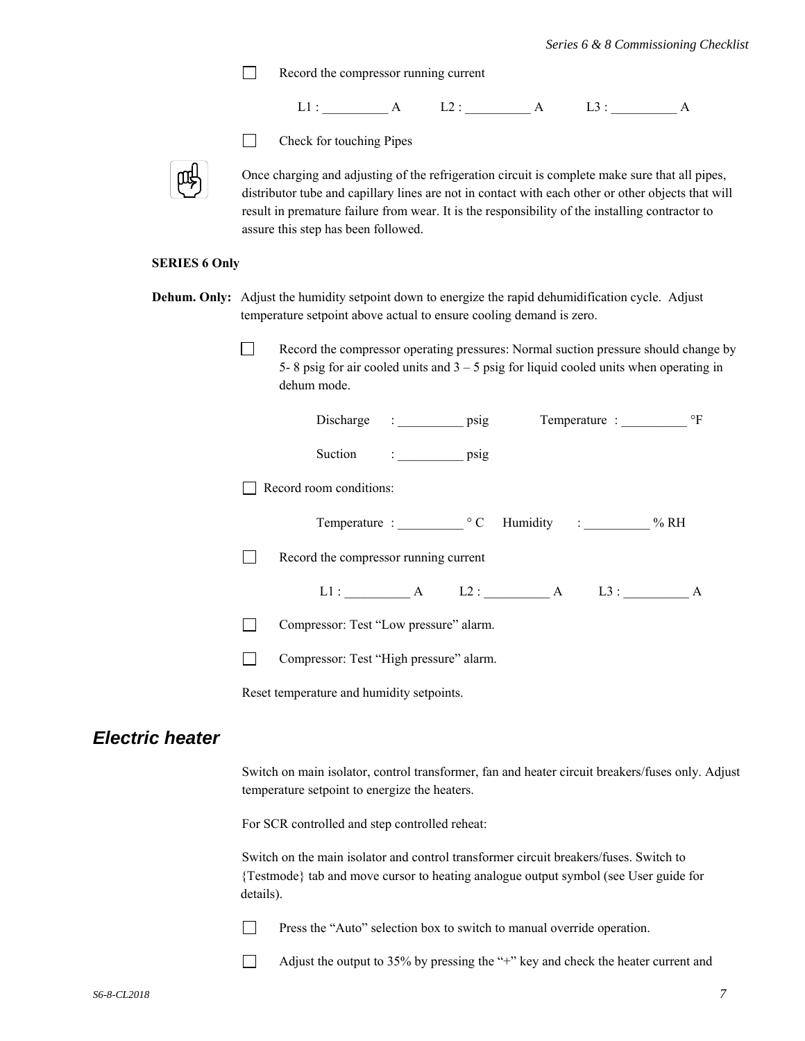- [ ] Record the compressor running current

L1 : __________ A L2 : __________ A L3 : __________ A

- [ ] Check for touching Pipes

Once charging and adjusting of the refrigeration circuit is complete make sure that all pipes, distributor tube and capillary lines are not in contact with each other or other objects that will result in premature failure from wear. It is the responsibility of the installing contractor to assure this step has been followed.

**SERIES 6 Only**

**Dehum. Only:** Adjust the humidity setpoint down to energize the rapid dehumidification cycle. Adjust temperature setpoint above actual to ensure cooling demand is zero.

- [ ] Record the compressor operating pressures: Normal suction pressure should change by 5- 8 psig for air cooled units and 3 – 5 psig for liquid cooled units when operating in dehum mode.

Discharge : __________ psig Temperature : __________ °F

Suction : __________ psig

- [ ] Record room conditions:

Temperature : __________ ° C Humidity : __________ % RH

- [ ] Record the compressor running current

L1 : __________ A L2 : __________ A L3 : __________ A

- [ ] Compressor: Test “Low pressure” alarm.
- [ ] Compressor: Test “High pressure” alarm.

Reset temperature and humidity setpoints.

## *Electric heater*

Switch on main isolator, control transformer, fan and heater circuit breakers/fuses only. Adjust temperature setpoint to energize the heaters.

For SCR controlled and step controlled reheat:

Switch on the main isolator and control transformer circuit breakers/fuses. Switch to {Testmode} tab and move cursor to heating analogue output symbol (see User guide for details).

- [ ] Press the “Auto” selection box to switch to manual override operation.
- [ ] Adjust the output to 35% by pressing the “+” key and check the heater current and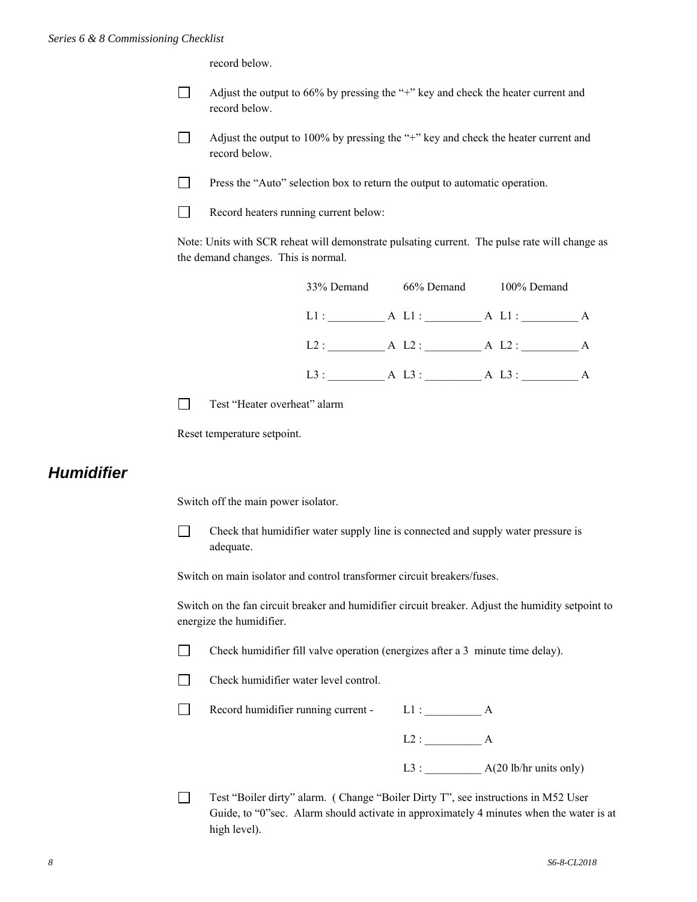record below.

- [ ] Adjust the output to 66% by pressing the "+" key and check the heater current and record below.

- [ ] Adjust the output to 100% by pressing the "+" key and check the heater current and record below.

- [ ] Press the "Auto" selection box to return the output to automatic operation.

- [ ] Record heaters running current below:

Note: Units with SCR reheat will demonstrate pulsating current. The pulse rate will change as the demand changes. This is normal.

| 33% Demand | 66% Demand | 100% Demand |
|---|---|---|
| L1 : __________ A | L1 : __________ A | L1 : __________ A |
| L2 : __________ A | L2 : __________ A | L2 : __________ A |
| L3 : __________ A | L3 : __________ A | L3 : __________ A |

- [ ] Test "Heater overheat" alarm

Reset temperature setpoint.

## *Humidifier*

Switch off the main power isolator.

- [ ] Check that humidifier water supply line is connected and supply water pressure is adequate.

Switch on main isolator and control transformer circuit breakers/fuses.

Switch on the fan circuit breaker and humidifier circuit breaker. Adjust the humidity setpoint to energize the humidifier.

- [ ] Check humidifier fill valve operation (energizes after a 3 minute time delay).

- [ ] Check humidifier water level control.

- [ ] Record humidifier running current - L1 : __________ A

  L2 : __________ A

  L3 : __________ A(20 lb/hr units only)

- [ ] Test "Boiler dirty" alarm. ( Change "Boiler Dirty T", see instructions in M52 User Guide, to "0"sec. Alarm should activate in approximately 4 minutes when the water is at high level).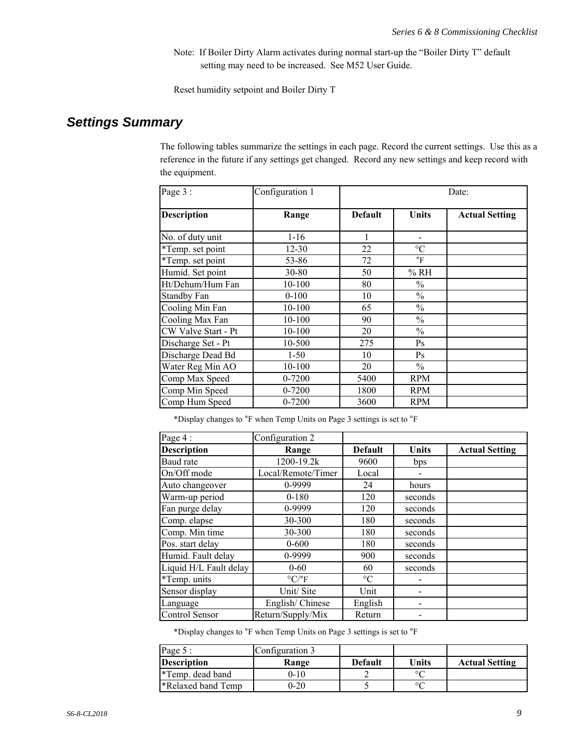Note: If Boiler Dirty Alarm activates during normal start-up the "Boiler Dirty T" default setting may need to be increased. See M52 User Guide.

Reset humidity setpoint and Boiler Dirty T

## Settings Summary

The following tables summarize the settings in each page. Record the current settings. Use this as a reference in the future if any settings get changed. Record any new settings and keep record with the equipment.

| Page 3 : | Configuration 1 | Date: | | |
|---|---|---|---|---|
| **Description** | **Range** | **Default** | **Units** | **Actual Setting** |
| No. of duty unit | 1-16 | 1 | - | |
| *Temp. set point | 12-30 | 22 | °C | |
| *Temp. set point | 53-86 | 72 | °F | |
| Humid. Set point | 30-80 | 50 | % RH | |
| Ht/Dehum/Hum Fan | 10-100 | 80 | % | |
| Standby Fan | 0-100 | 10 | % | |
| Cooling Min Fan | 10-100 | 65 | % | |
| Cooling Max Fan | 10-100 | 90 | % | |
| CW Valve Start - Pt | 10-100 | 20 | % | |
| Discharge Set - Pt | 10-500 | 275 | Ps | |
| Discharge Dead Bd | 1-50 | 10 | Ps | |
| Water Reg Min AO | 10-100 | 20 | % | |
| Comp Max Speed | 0-7200 | 5400 | RPM | |
| Comp Min Speed | 0-7200 | 1800 | RPM | |
| Comp Hum Speed | 0-7200 | 3600 | RPM | |

*Display changes to °F when Temp Units on Page 3 settings is set to °F

| Page 4 : | Configuration 2 | | | |
|---|---|---|---|---|
| **Description** | **Range** | **Default** | **Units** | **Actual Setting** |
| Baud rate | 1200-19.2k | 9600 | bps | |
| On/Off mode | Local/Remote/Timer | Local | - | |
| Auto changeover | 0-9999 | 24 | hours | |
| Warm-up period | 0-180 | 120 | seconds | |
| Fan purge delay | 0-9999 | 120 | seconds | |
| Comp. elapse | 30-300 | 180 | seconds | |
| Comp. Min time | 30-300 | 180 | seconds | |
| Pos. start delay | 0-600 | 180 | seconds | |
| Humid. Fault delay | 0-9999 | 900 | seconds | |
| Liquid H/L Fault delay | 0-60 | 60 | seconds | |
| *Temp. units | °C/°F | °C | - | |
| Sensor display | Unit/ Site | Unit | - | |
| Language | English/ Chinese | English | - | |
| Control Sensor | Return/Supply/Mix | Return | - | |

*Display changes to °F when Temp Units on Page 3 settings is set to °F

| Page 5 : | Configuration 3 | | | |
|---|---|---|---|---|
| **Description** | **Range** | **Default** | **Units** | **Actual Setting** |
| *Temp. dead band | 0-10 | 2 | °C | |
| *Relaxed band Temp | 0-20 | 5 | °C | |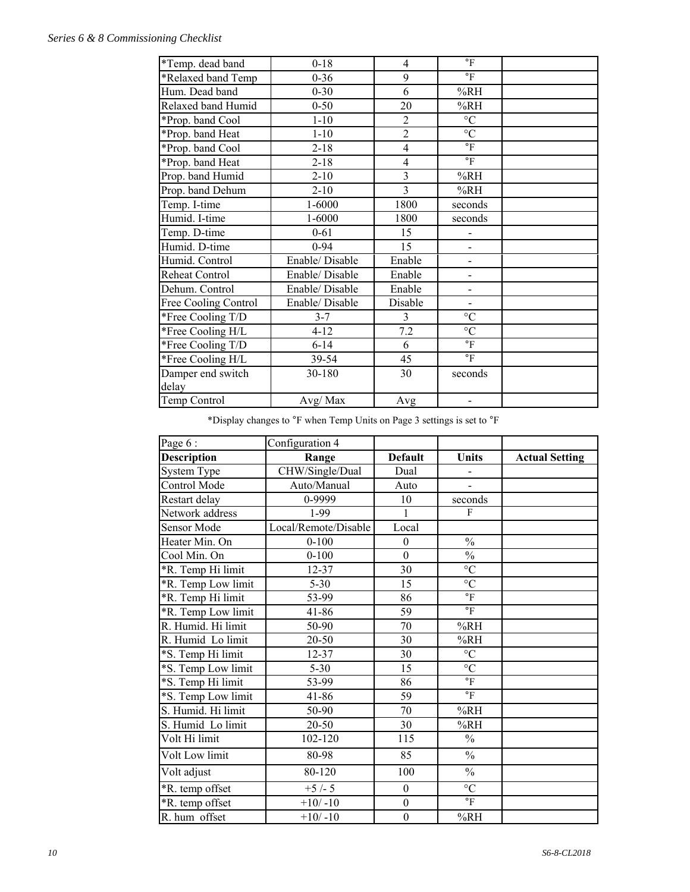| | | | | |
|---|---|---|---|---|
| *Temp. dead band | 0-18 | 4 | °F | |
| *Relaxed band Temp | 0-36 | 9 | °F | |
| Hum. Dead band | 0-30 | 6 | %RH | |
| Relaxed band Humid | 0-50 | 20 | %RH | |
| *Prop. band Cool | 1-10 | 2 | °C | |
| *Prop. band Heat | 1-10 | 2 | °C | |
| *Prop. band Cool | 2-18 | 4 | °F | |
| *Prop. band Heat | 2-18 | 4 | °F | |
| Prop. band Humid | 2-10 | 3 | %RH | |
| Prop. band Dehum | 2-10 | 3 | %RH | |
| Temp. I-time | 1-6000 | 1800 | seconds | |
| Humid. I-time | 1-6000 | 1800 | seconds | |
| Temp. D-time | 0-61 | 15 | - | |
| Humid. D-time | 0-94 | 15 | - | |
| Humid. Control | Enable/ Disable | Enable | - | |
| Reheat Control | Enable/ Disable | Enable | - | |
| Dehum. Control | Enable/ Disable | Enable | - | |
| Free Cooling Control | Enable/ Disable | Disable | - | |
| *Free Cooling T/D | 3-7 | 3 | °C | |
| *Free Cooling H/L | 4-12 | 7.2 | °C | |
| *Free Cooling T/D | 6-14 | 6 | °F | |
| *Free Cooling H/L | 39-54 | 45 | °F | |
| Damper end switch delay | 30-180 | 30 | seconds | |
| Temp Control | Avg/ Max | Avg | - | |

*Display changes to °F when Temp Units on Page 3 settings is set to °F

| Page 6 : | Configuration 4 | | | |
|---|---|---|---|---|
| **Description** | **Range** | **Default** | **Units** | **Actual Setting** |
| System Type | CHW/Single/Dual | Dual | - | |
| Control Mode | Auto/Manual | Auto | - | |
| Restart delay | 0-9999 | 10 | seconds | |
| Network address | 1-99 | 1 | F | |
| Sensor Mode | Local/Remote/Disable | Local | | |
| Heater Min. On | 0-100 | 0 | % | |
| Cool Min. On | 0-100 | 0 | % | |
| *R. Temp Hi limit | 12-37 | 30 | °C | |
| *R. Temp Low limit | 5-30 | 15 | °C | |
| *R. Temp Hi limit | 53-99 | 86 | °F | |
| *R. Temp Low limit | 41-86 | 59 | °F | |
| R. Humid. Hi limit | 50-90 | 70 | %RH | |
| R. Humid Lo limit | 20-50 | 30 | %RH | |
| *S. Temp Hi limit | 12-37 | 30 | °C | |
| *S. Temp Low limit | 5-30 | 15 | °C | |
| *S. Temp Hi limit | 53-99 | 86 | °F | |
| *S. Temp Low limit | 41-86 | 59 | °F | |
| S. Humid. Hi limit | 50-90 | 70 | %RH | |
| S. Humid Lo limit | 20-50 | 30 | %RH | |
| Volt Hi limit | 102-120 | 115 | % | |
| Volt Low limit | 80-98 | 85 | % | |
| Volt adjust | 80-120 | 100 | % | |
| *R. temp offset | +5 /- 5 | 0 | °C | |
| *R. temp offset | +10/ -10 | 0 | °F | |
| R. hum offset | +10/ -10 | 0 | %RH | |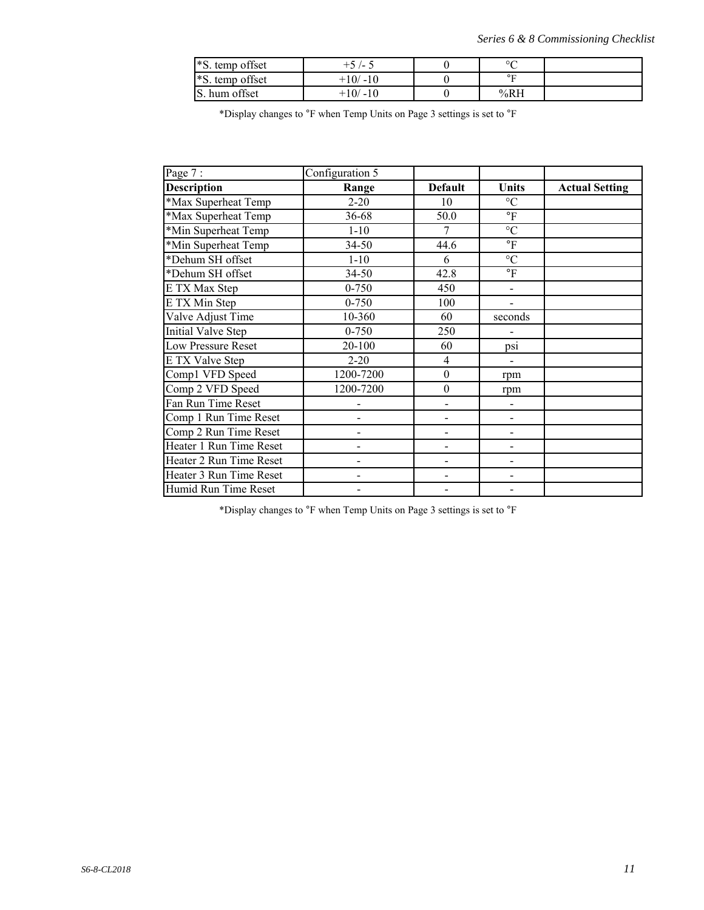| | | | | |
|---|---|---|---|---|
| *S. temp offset | +5 /- 5 | 0 | °C | |
| *S. temp offset | +10/ -10 | 0 | °F | |
| S. hum offset | +10/ -10 | 0 | %RH | |

*Display changes to °F when Temp Units on Page 3 settings is set to °F

| Page 7 : | Configuration 5 | | | |
|---|---|---|---|---|
| **Description** | **Range** | **Default** | **Units** | **Actual Setting** |
| *Max Superheat Temp | 2-20 | 10 | °C | |
| *Max Superheat Temp | 36-68 | 50.0 | °F | |
| *Min Superheat Temp | 1-10 | 7 | °C | |
| *Min Superheat Temp | 34-50 | 44.6 | °F | |
| *Dehum SH offset | 1-10 | 6 | °C | |
| *Dehum SH offset | 34-50 | 42.8 | °F | |
| E TX Max Step | 0-750 | 450 | - | |
| E TX Min Step | 0-750 | 100 | - | |
| Valve Adjust Time | 10-360 | 60 | seconds | |
| Initial Valve Step | 0-750 | 250 | - | |
| Low Pressure Reset | 20-100 | 60 | psi | |
| E TX Valve Step | 2-20 | 4 | - | |
| Comp1 VFD Speed | 1200-7200 | 0 | rpm | |
| Comp 2 VFD Speed | 1200-7200 | 0 | rpm | |
| Fan Run Time Reset | - | - | - | |
| Comp 1 Run Time Reset | - | - | - | |
| Comp 2 Run Time Reset | - | - | - | |
| Heater 1 Run Time Reset | - | - | - | |
| Heater 2 Run Time Reset | - | - | - | |
| Heater 3 Run Time Reset | - | - | - | |
| Humid Run Time Reset | - | - | - | |

*Display changes to °F when Temp Units on Page 3 settings is set to °F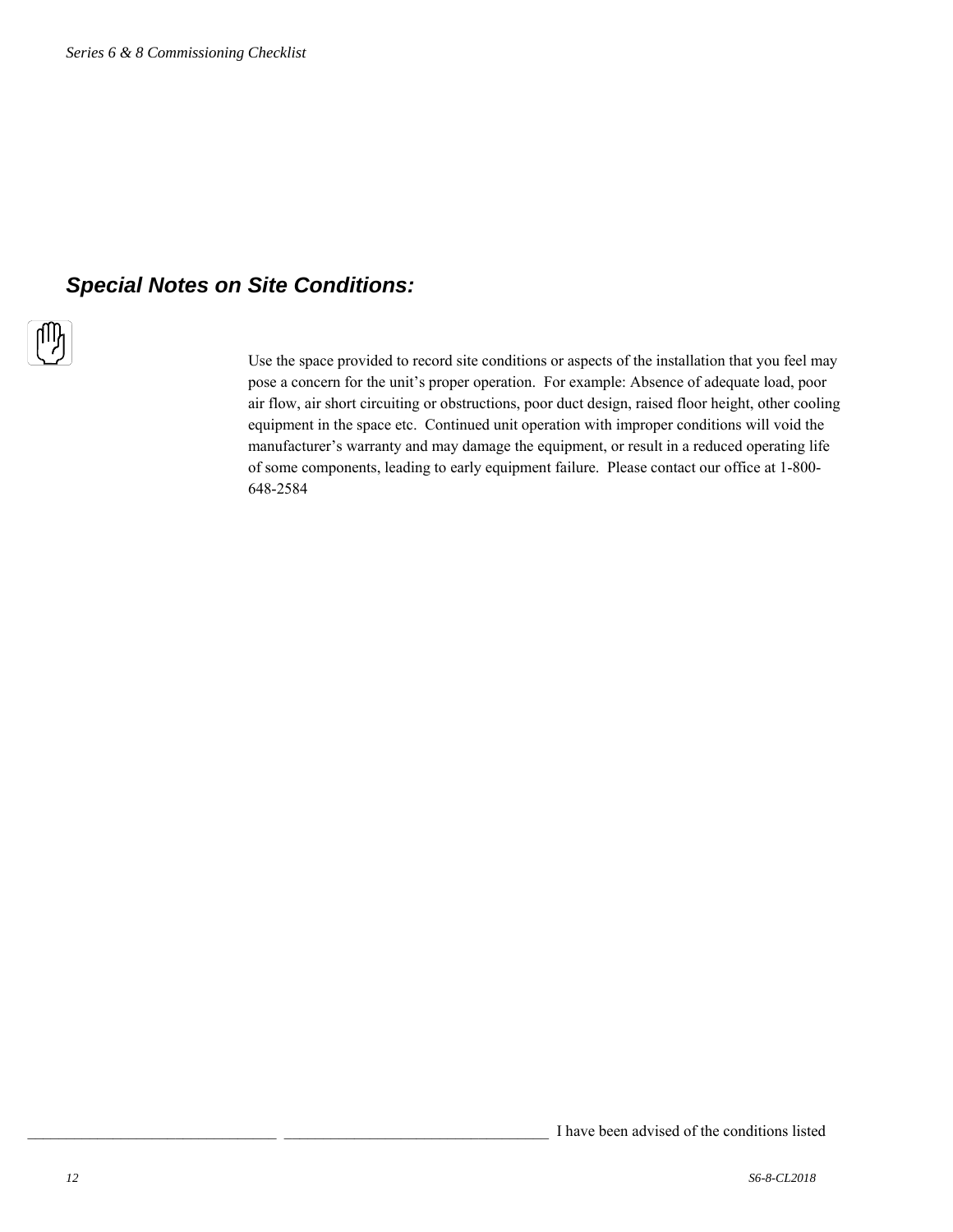## *Special Notes on Site Conditions:*

Use the space provided to record site conditions or aspects of the installation that you feel may pose a concern for the unit's proper operation. For example: Absence of adequate load, poor air flow, air short circuiting or obstructions, poor duct design, raised floor height, other cooling equipment in the space etc. Continued unit operation with improper conditions will void the manufacturer's warranty and may damage the equipment, or result in a reduced operating life of some components, leading to early equipment failure. Please contact our office at 1-800-648-2584

________________________________ __________________________________ I have been advised of the conditions listed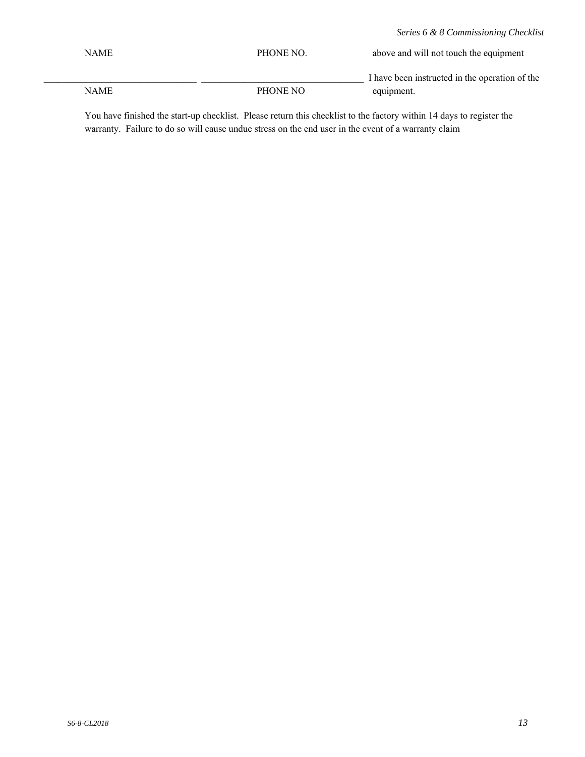| NAME | PHONE NO. | above and will not touch the equipment |
|---|---|---|
| ________________________________ | ________________________________ | I have been instructed in the operation of the |
| NAME | PHONE NO | equipment. |

You have finished the start-up checklist. Please return this checklist to the factory within 14 days to register the warranty. Failure to do so will cause undue stress on the end user in the event of a warranty claim